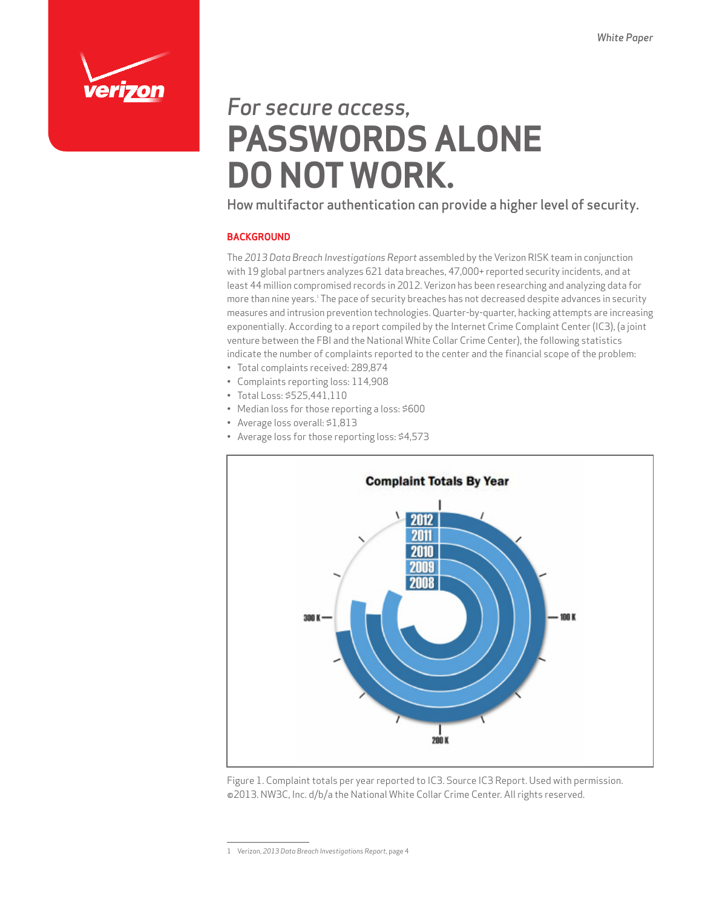# For secure access, PASSWORDS ALONE DO NOT WORK.

How multifactor authentication can provide a higher level of security.

## BACKGROUND

The *2013 Data Breach Investigations Report* assembled by the Verizon RISK team in conjunction with 19 global partners analyzes 621 data breaches, 47,000+ reported security incidents, and at least 44 million compromised records in 2012. Verizon has been researching and analyzing data for more than nine years.[1] The pace of security breaches has not decreased despite advances in security measures and intrusion prevention technologies. Quarter-by-quarter, hacking attempts are increasing exponentially. According to a report compiled by the Internet Crime Complaint Center (IC3), (a joint venture between the FBI and the National White Collar Crime Center), the following statistics indicate the number of complaints reported to the center and the financial scope of the problem:

- Total complaints received: 289,874
- Complaints reporting loss: 114,908
- Total Loss: $525,441,110
- Median loss for those reporting a loss: $600
- Average loss overall: $1,813
- Average loss for those reporting loss: $4,573

Complaint Totals By Year

Figure 1. Complaint totals per year reported to IC3. Source IC3 Report. Used with permission. ©2013. NW3C, Inc. d/b/a the National White Collar Crime Center. All rights reserved.

1 Verizon, *2013 Data Breach Investigations Report*, page 4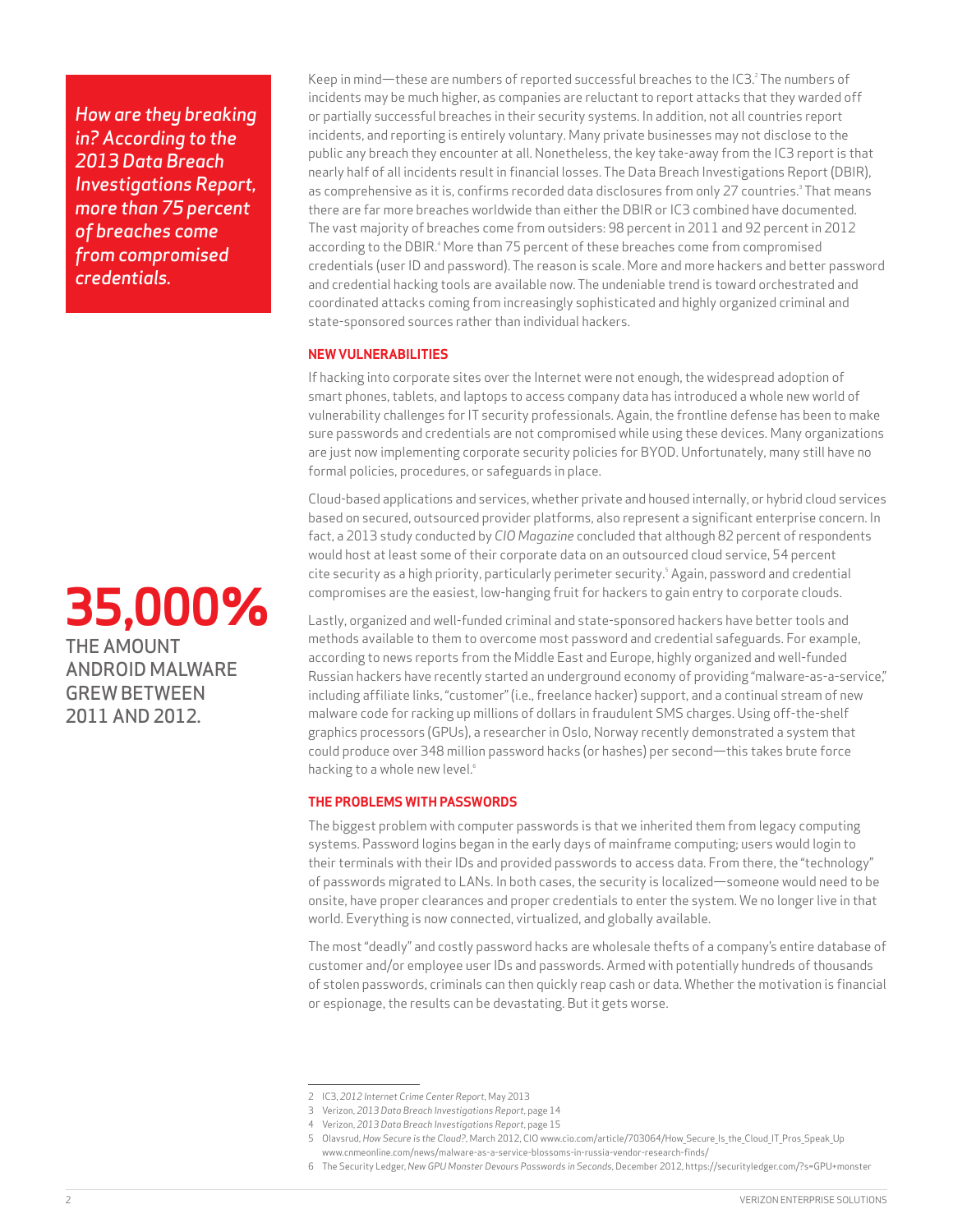*How are they breaking in? According to the 2013 Data Breach Investigations Report, more than 75 percent of breaches come from compromised credentials.*

Keep in mind—these are numbers of reported successful breaches to the IC3.[2] The numbers of incidents may be much higher, as companies are reluctant to report attacks that they warded off or partially successful breaches in their security systems. In addition, not all countries report incidents, and reporting is entirely voluntary. Many private businesses may not disclose to the public any breach they encounter at all. Nonetheless, the key take-away from the IC3 report is that nearly half of all incidents result in financial losses. The Data Breach Investigations Report (DBIR), as comprehensive as it is, confirms recorded data disclosures from only 27 countries.[3] That means there are far more breaches worldwide than either the DBIR or IC3 combined have documented. The vast majority of breaches come from outsiders: 98 percent in 2011 and 92 percent in 2012 according to the DBIR.[4] More than 75 percent of these breaches come from compromised credentials (user ID and password). The reason is scale. More and more hackers and better password and credential hacking tools are available now. The undeniable trend is toward orchestrated and coordinated attacks coming from increasingly sophisticated and highly organized criminal and state-sponsored sources rather than individual hackers.

## NEW VULNERABILITIES

If hacking into corporate sites over the Internet were not enough, the widespread adoption of smart phones, tablets, and laptops to access company data has introduced a whole new world of vulnerability challenges for IT security professionals. Again, the frontline defense has been to make sure passwords and credentials are not compromised while using these devices. Many organizations are just now implementing corporate security policies for BYOD. Unfortunately, many still have no formal policies, procedures, or safeguards in place.

Cloud-based applications and services, whether private and housed internally, or hybrid cloud services based on secured, outsourced provider platforms, also represent a significant enterprise concern. In fact, a 2013 study conducted by *CIO Magazine* concluded that although 82 percent of respondents would host at least some of their corporate data on an outsourced cloud service, 54 percent cite security as a high priority, particularly perimeter security.[5] Again, password and credential compromises are the easiest, low-hanging fruit for hackers to gain entry to corporate clouds.

**35,000%**

THE AMOUNT ANDROID MALWARE GREW BETWEEN 2011 AND 2012.

Lastly, organized and well-funded criminal and state-sponsored hackers have better tools and methods available to them to overcome most password and credential safeguards. For example, according to news reports from the Middle East and Europe, highly organized and well-funded Russian hackers have recently started an underground economy of providing "malware-as-a-service," including affiliate links, "customer" (i.e., freelance hacker) support, and a continual stream of new malware code for racking up millions of dollars in fraudulent SMS charges. Using off-the-shelf graphics processors (GPUs), a researcher in Oslo, Norway recently demonstrated a system that could produce over 348 million password hacks (or hashes) per second—this takes brute force hacking to a whole new level.[6]

## THE PROBLEMS WITH PASSWORDS

The biggest problem with computer passwords is that we inherited them from legacy computing systems. Password logins began in the early days of mainframe computing; users would login to their terminals with their IDs and provided passwords to access data. From there, the "technology" of passwords migrated to LANs. In both cases, the security is localized—someone would need to be onsite, have proper clearances and proper credentials to enter the system. We no longer live in that world. Everything is now connected, virtualized, and globally available.

The most "deadly" and costly password hacks are wholesale thefts of a company's entire database of customer and/or employee user IDs and passwords. Armed with potentially hundreds of thousands of stolen passwords, criminals can then quickly reap cash or data. Whether the motivation is financial or espionage, the results can be devastating. But it gets worse.

---

2 IC3, *2012 Internet Crime Center Report*, May 2013

3 Verizon, *2013 Data Breach Investigations Report*, page 14

4 Verizon, *2013 Data Breach Investigations Report*, page 15

5 Olavsrud, *How Secure is the Cloud?*, March 2012, CIO www.cio.com/article/703064/How_Secure_Is_the_Cloud_IT_Pros_Speak_Up www.cnmeonline.com/news/malware-as-a-service-blossoms-in-russia-vendor-research-finds/

6 The Security Ledger, *New GPU Monster Devours Passwords in Seconds*, December 2012, https://securityledger.com/?s=GPU+monster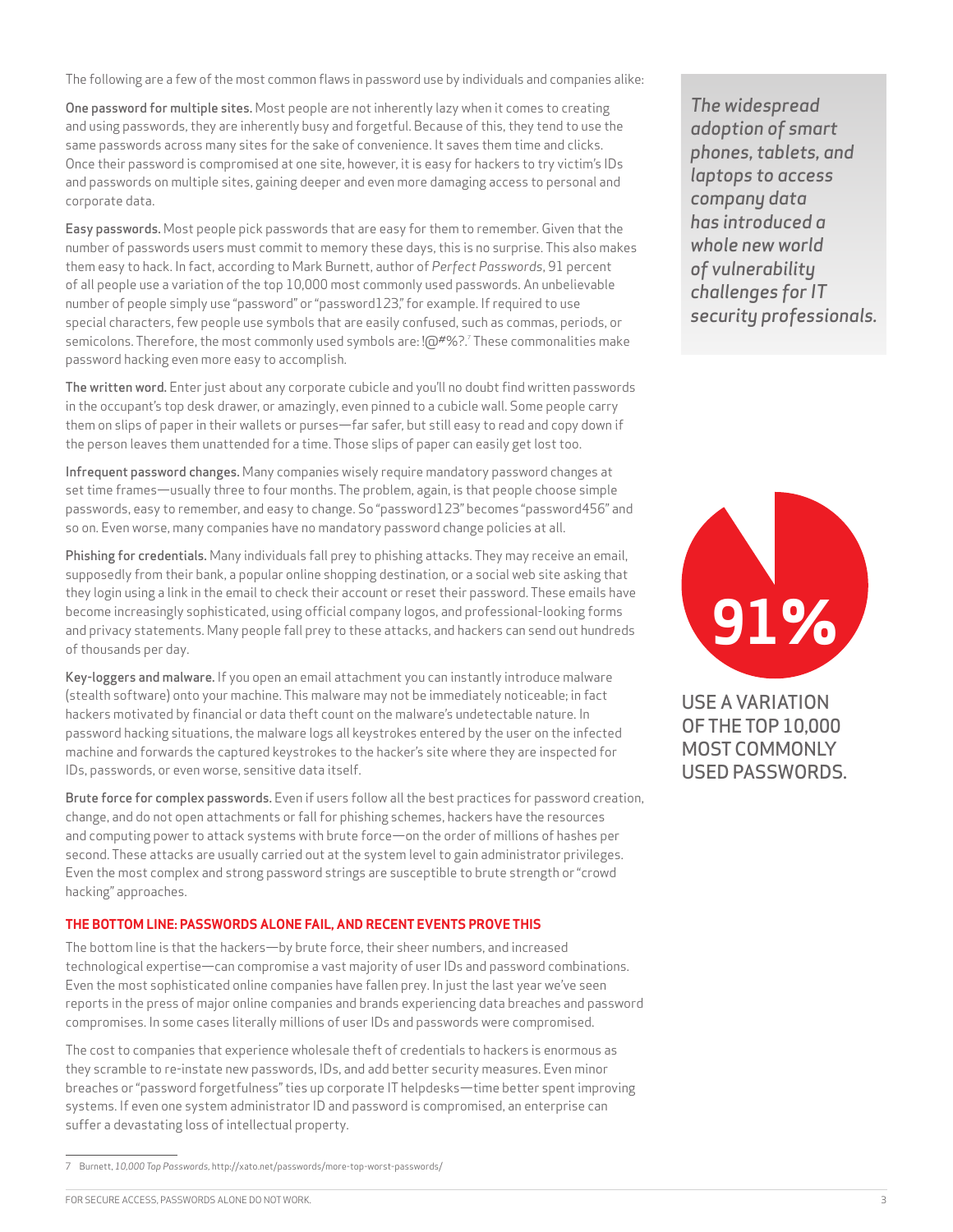The following are a few of the most common flaws in password use by individuals and companies alike:

**One password for multiple sites.** Most people are not inherently lazy when it comes to creating and using passwords, they are inherently busy and forgetful. Because of this, they tend to use the same passwords across many sites for the sake of convenience. It saves them time and clicks. Once their password is compromised at one site, however, it is easy for hackers to try victim's IDs and passwords on multiple sites, gaining deeper and even more damaging access to personal and corporate data.

**Easy passwords.** Most people pick passwords that are easy for them to remember. Given that the number of passwords users must commit to memory these days, this is no surprise. This also makes them easy to hack. In fact, according to Mark Burnett, author of *Perfect Passwords*, 91 percent of all people use a variation of the top 10,000 most commonly used passwords. An unbelievable number of people simply use "password" or "password123," for example. If required to use special characters, few people use symbols that are easily confused, such as commas, periods, or semicolons. Therefore, the most commonly used symbols are: !@#%?.[7] These commonalities make password hacking even more easy to accomplish.

**The written word.** Enter just about any corporate cubicle and you'll no doubt find written passwords in the occupant's top desk drawer, or amazingly, even pinned to a cubicle wall. Some people carry them on slips of paper in their wallets or purses—far safer, but still easy to read and copy down if the person leaves them unattended for a time. Those slips of paper can easily get lost too.

**Infrequent password changes.** Many companies wisely require mandatory password changes at set time frames—usually three to four months. The problem, again, is that people choose simple passwords, easy to remember, and easy to change. So "password123" becomes "password456" and so on. Even worse, many companies have no mandatory password change policies at all.

**Phishing for credentials.** Many individuals fall prey to phishing attacks. They may receive an email, supposedly from their bank, a popular online shopping destination, or a social web site asking that they login using a link in the email to check their account or reset their password. These emails have become increasingly sophisticated, using official company logos, and professional-looking forms and privacy statements. Many people fall prey to these attacks, and hackers can send out hundreds of thousands per day.

**Key-loggers and malware.** If you open an email attachment you can instantly introduce malware (stealth software) onto your machine. This malware may not be immediately noticeable; in fact hackers motivated by financial or data theft count on the malware's undetectable nature. In password hacking situations, the malware logs all keystrokes entered by the user on the infected machine and forwards the captured keystrokes to the hacker's site where they are inspected for IDs, passwords, or even worse, sensitive data itself.

**Brute force for complex passwords.** Even if users follow all the best practices for password creation, change, and do not open attachments or fall for phishing schemes, hackers have the resources and computing power to attack systems with brute force—on the order of millions of hashes per second. These attacks are usually carried out at the system level to gain administrator privileges. Even the most complex and strong password strings are susceptible to brute strength or "crowd hacking" approaches.

*The widespread adoption of smart phones, tablets, and laptops to access company data has introduced a whole new world of vulnerability challenges for IT security professionals.*

**91%**

USE A VARIATION OF THE TOP 10,000 MOST COMMONLY USED PASSWORDS.

## THE BOTTOM LINE: PASSWORDS ALONE FAIL, AND RECENT EVENTS PROVE THIS

The bottom line is that the hackers—by brute force, their sheer numbers, and increased technological expertise—can compromise a vast majority of user IDs and password combinations. Even the most sophisticated online companies have fallen prey. In just the last year we've seen reports in the press of major online companies and brands experiencing data breaches and password compromises. In some cases literally millions of user IDs and passwords were compromised.

The cost to companies that experience wholesale theft of credentials to hackers is enormous as they scramble to re-instate new passwords, IDs, and add better security measures. Even minor breaches or "password forgetfulness" ties up corporate IT helpdesks—time better spent improving systems. If even one system administrator ID and password is compromised, an enterprise can suffer a devastating loss of intellectual property.

---

7 Burnett, *10,000 Top Passwords*, http://xato.net/passwords/more-top-worst-passwords/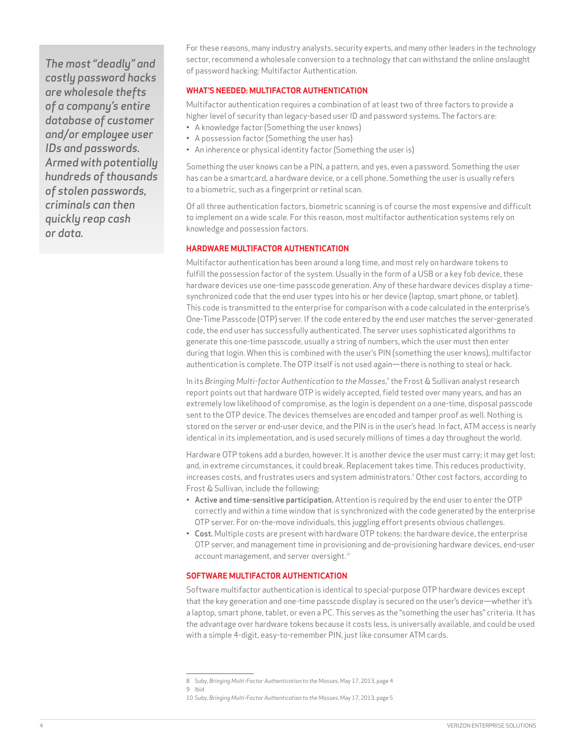*The most "deadly" and costly password hacks are wholesale thefts of a company's entire database of customer and/or employee user IDs and passwords. Armed with potentially hundreds of thousands of stolen passwords, criminals can then quickly reap cash or data.*

For these reasons, many industry analysts, security experts, and many other leaders in the technology sector, recommend a wholesale conversion to a technology that can withstand the online onslaught of password hacking: Multifactor Authentication.

### WHAT'S NEEDED: MULTIFACTOR AUTHENTICATION

Multifactor authentication requires a combination of at least two of three factors to provide a higher level of security than legacy-based user ID and password systems. The factors are:

- A knowledge factor (Something the user knows)
- A possession factor (Something the user has)
- An inherence or physical identity factor (Something the user is)

Something the user knows can be a PIN, a pattern, and yes, even a password. Something the user has can be a smartcard, a hardware device, or a cell phone. Something the user is usually refers to a biometric, such as a fingerprint or retinal scan.

Of all three authentication factors, biometric scanning is of course the most expensive and difficult to implement on a wide scale. For this reason, most multifactor authentication systems rely on knowledge and possession factors.

### HARDWARE MULTIFACTOR AUTHENTICATION

Multifactor authentication has been around a long time, and most rely on hardware tokens to fulfill the possession factor of the system. Usually in the form of a USB or a key fob device, these hardware devices use one-time passcode generation. Any of these hardware devices display a time-synchronized code that the end user types into his or her device (laptop, smart phone, or tablet). This code is transmitted to the enterprise for comparison with a code calculated in the enterprise's One-Time Passcode (OTP) server. If the code entered by the end user matches the server-generated code, the end user has successfully authenticated. The server uses sophisticated algorithms to generate this one-time passcode, usually a string of numbers, which the user must then enter during that login. When this is combined with the user's PIN (something the user knows), multifactor authentication is complete. The OTP itself is not used again—there is nothing to steal or hack.

In its *Bringing Multi-factor Authentication to the Masses*,[8] the Frost & Sullivan analyst research report points out that hardware OTP is widely accepted, field tested over many years, and has an extremely low likelihood of compromise, as the login is dependent on a one-time, disposal passcode sent to the OTP device. The devices themselves are encoded and tamper proof as well. Nothing is stored on the server or end-user device, and the PIN is in the user's head. In fact, ATM access is nearly identical in its implementation, and is used securely millions of times a day throughout the world.

Hardware OTP tokens add a burden, however. It is another device the user must carry; it may get lost; and, in extreme circumstances, it could break. Replacement takes time. This reduces productivity, increases costs, and frustrates users and system administrators.[9] Other cost factors, according to Frost & Sullivan, include the following:

- **Active and time-sensitive participation.** Attention is required by the end user to enter the OTP correctly and within a time window that is synchronized with the code generated by the enterprise OTP server. For on-the-move individuals, this juggling effort presents obvious challenges.
- **Cost.** Multiple costs are present with hardware OTP tokens: the hardware device, the enterprise OTP server, and management time in provisioning and de-provisioning hardware devices, end-user account management, and server oversight.[10]

### SOFTWARE MULTIFACTOR AUTHENTICATION

Software multifactor authentication is identical to special-purpose OTP hardware devices except that the key generation and one-time passcode display is secured on the user's device—whether it's a laptop, smart phone, tablet, or even a PC. This serves as the "something the user has" criteria. It has the advantage over hardware tokens because it costs less, is universally available, and could be used with a simple 4-digit, easy-to-remember PIN, just like consumer ATM cards.

---

8 Suby, *Bringing Multi-Factor Authentication to the Masses*, May 17, 2013, page 4

9 Ibid

10 Suby, *Bringing Multi-Factor Authentication to the Masses*, May 17, 2013, page 5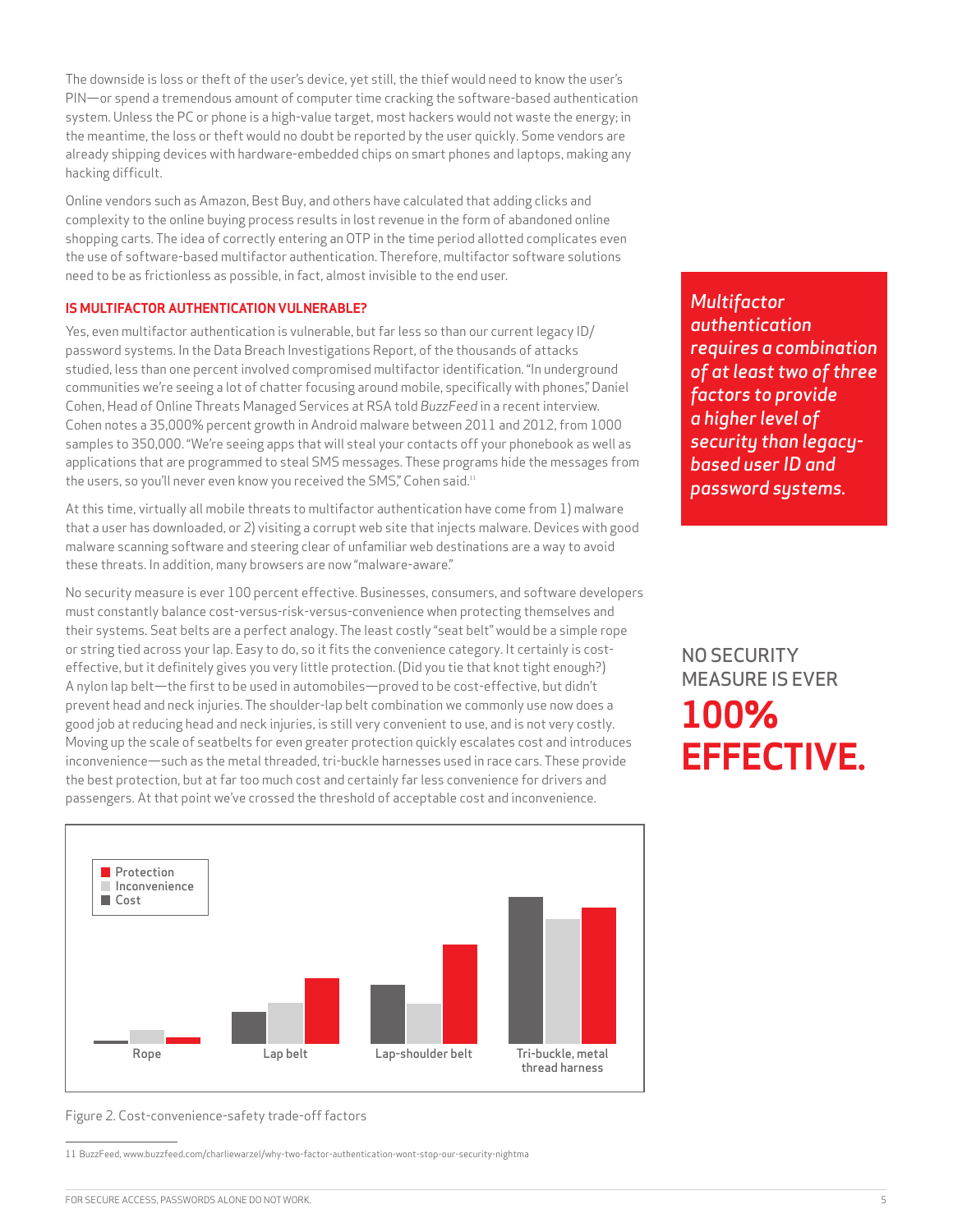The downside is loss or theft of the user's device, yet still, the thief would need to know the user's PIN—or spend a tremendous amount of computer time cracking the software-based authentication system. Unless the PC or phone is a high-value target, most hackers would not waste the energy; in the meantime, the loss or theft would no doubt be reported by the user quickly. Some vendors are already shipping devices with hardware-embedded chips on smart phones and laptops, making any hacking difficult.

Online vendors such as Amazon, Best Buy, and others have calculated that adding clicks and complexity to the online buying process results in lost revenue in the form of abandoned online shopping carts. The idea of correctly entering an OTP in the time period allotted complicates even the use of software-based multifactor authentication. Therefore, multifactor software solutions need to be as frictionless as possible, in fact, almost invisible to the end user.

*Multifactor authentication requires a combination of at least two of three factors to provide a higher level of security than legacy-based user ID and password systems.*

## IS MULTIFACTOR AUTHENTICATION VULNERABLE?

Yes, even multifactor authentication is vulnerable, but far less so than our current legacy ID/password systems. In the Data Breach Investigations Report, of the thousands of attacks studied, less than one percent involved compromised multifactor identification. "In underground communities we're seeing a lot of chatter focusing around mobile, specifically with phones," Daniel Cohen, Head of Online Threats Managed Services at RSA told *BuzzFeed* in a recent interview. Cohen notes a 35,000% percent growth in Android malware between 2011 and 2012, from 1000 samples to 350,000. "We're seeing apps that will steal your contacts off your phonebook as well as applications that are programmed to steal SMS messages. These programs hide the messages from the users, so you'll never even know you received the SMS," Cohen said.[11]

At this time, virtually all mobile threats to multifactor authentication have come from 1) malware that a user has downloaded, or 2) visiting a corrupt web site that injects malware. Devices with good malware scanning software and steering clear of unfamiliar web destinations are a way to avoid these threats. In addition, many browsers are now "malware-aware."

No security measure is ever 100 percent effective. Businesses, consumers, and software developers must constantly balance cost-versus-risk-versus-convenience when protecting themselves and their systems. Seat belts are a perfect analogy. The least costly "seat belt" would be a simple rope or string tied across your lap. Easy to do, so it fits the convenience category. It certainly is cost-effective, but it definitely gives you very little protection. (Did you tie that knot tight enough?) A nylon lap belt—the first to be used in automobiles—proved to be cost-effective, but didn't prevent head and neck injuries. The shoulder-lap belt combination we commonly use now does a good job at reducing head and neck injuries, is still very convenient to use, and is not very costly. Moving up the scale of seatbelts for even greater protection quickly escalates cost and introduces inconvenience—such as the metal threaded, tri-buckle harnesses used in race cars. These provide the best protection, but at far too much cost and certainly far less convenience for drivers and passengers. At that point we've crossed the threshold of acceptable cost and inconvenience.

NO SECURITY MEASURE IS EVER **100% EFFECTIVE.**

Figure 2. Cost-convenience-safety trade-off factors

11 BuzzFeed, www.buzzfeed.com/charliewarzel/why-two-factor-authentication-wont-stop-our-security-nightma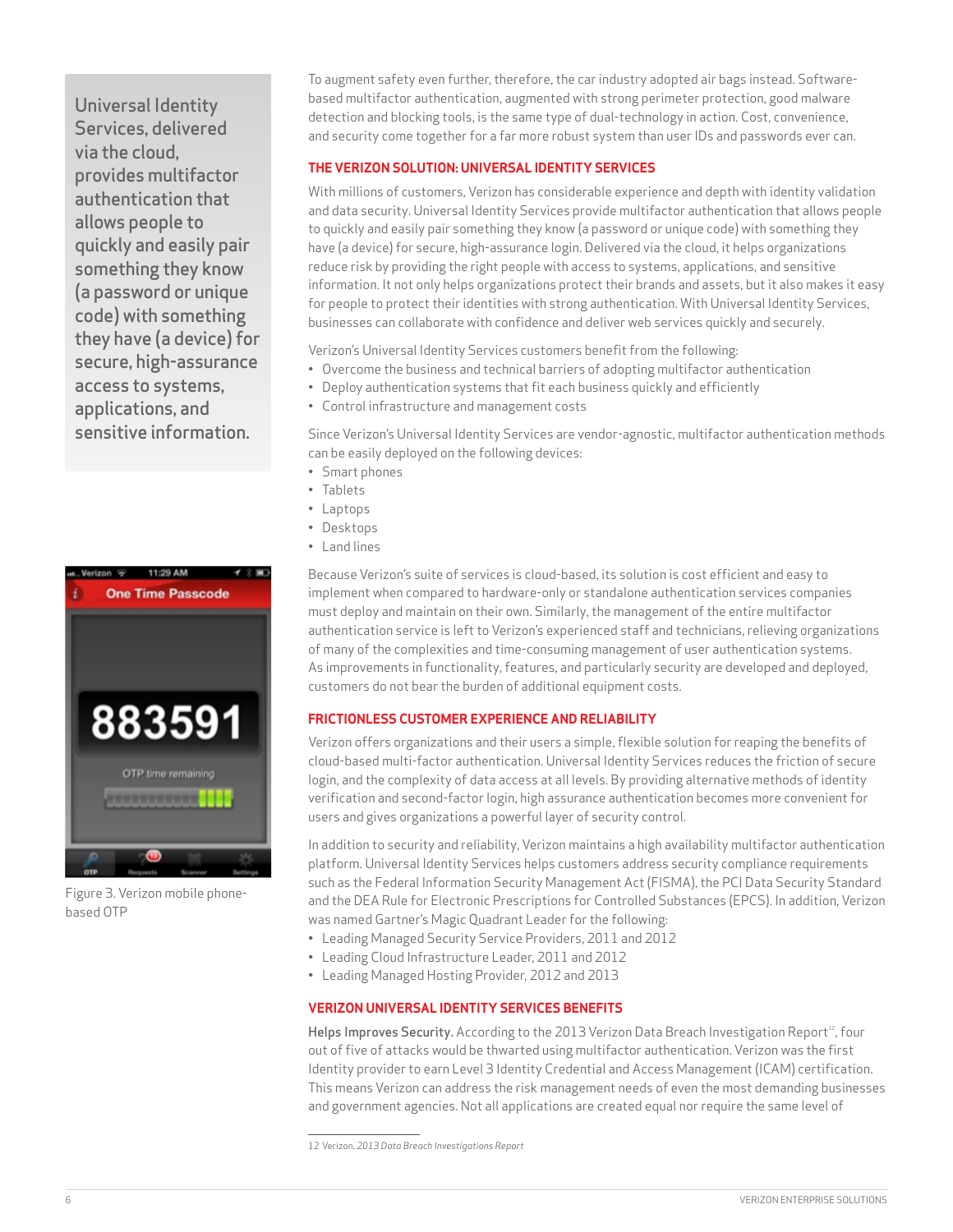> Universal Identity Services, delivered via the cloud, provides multifactor authentication that allows people to quickly and easily pair something they know (a password or unique code) with something they have (a device) for secure, high-assurance access to systems, applications, and sensitive information.

To augment safety even further, therefore, the car industry adopted air bags instead. Software-based multifactor authentication, augmented with strong perimeter protection, good malware detection and blocking tools, is the same type of dual-technology in action. Cost, convenience, and security come together for a far more robust system than user IDs and passwords ever can.

## THE VERIZON SOLUTION: UNIVERSAL IDENTITY SERVICES

With millions of customers, Verizon has considerable experience and depth with identity validation and data security. Universal Identity Services provide multifactor authentication that allows people to quickly and easily pair something they know (a password or unique code) with something they have (a device) for secure, high-assurance login. Delivered via the cloud, it helps organizations reduce risk by providing the right people with access to systems, applications, and sensitive information. It not only helps organizations protect their brands and assets, but it also makes it easy for people to protect their identities with strong authentication. With Universal Identity Services, businesses can collaborate with confidence and deliver web services quickly and securely.

Verizon's Universal Identity Services customers benefit from the following:

- Overcome the business and technical barriers of adopting multifactor authentication
- Deploy authentication systems that fit each business quickly and efficiently
- Control infrastructure and management costs

Since Verizon's Universal Identity Services are vendor-agnostic, multifactor authentication methods can be easily deployed on the following devices:

- Smart phones
- Tablets
- Laptops
- Desktops
- Land lines

Because Verizon's suite of services is cloud-based, its solution is cost efficient and easy to implement when compared to hardware-only or standalone authentication services companies must deploy and maintain on their own. Similarly, the management of the entire multifactor authentication service is left to Verizon's experienced staff and technicians, relieving organizations of many of the complexities and time-consuming management of user authentication systems. As improvements in functionality, features, and particularly security are developed and deployed, customers do not bear the burden of additional equipment costs.

Figure 3. Verizon mobile phone-based OTP

## FRICTIONLESS CUSTOMER EXPERIENCE AND RELIABILITY

Verizon offers organizations and their users a simple, flexible solution for reaping the benefits of cloud-based multi-factor authentication. Universal Identity Services reduces the friction of secure login, and the complexity of data access at all levels. By providing alternative methods of identity verification and second-factor login, high assurance authentication becomes more convenient for users and gives organizations a powerful layer of security control.

In addition to security and reliability, Verizon maintains a high availability multifactor authentication platform. Universal Identity Services helps customers address security compliance requirements such as the Federal Information Security Management Act (FISMA), the PCI Data Security Standard and the DEA Rule for Electronic Prescriptions for Controlled Substances (EPCS). In addition, Verizon was named Gartner's Magic Quadrant Leader for the following:

- Leading Managed Security Service Providers, 2011 and 2012
- Leading Cloud Infrastructure Leader, 2011 and 2012
- Leading Managed Hosting Provider, 2012 and 2013

## VERIZON UNIVERSAL IDENTITY SERVICES BENEFITS

**Helps Improves Security.** According to the 2013 Verizon Data Breach Investigation Report[12], four out of five of attacks would be thwarted using multifactor authentication. Verizon was the first Identity provider to earn Level 3 Identity Credential and Access Management (ICAM) certification. This means Verizon can address the risk management needs of even the most demanding businesses and government agencies. Not all applications are created equal nor require the same level of

12 Verizon, *2013 Data Breach Investigations Report*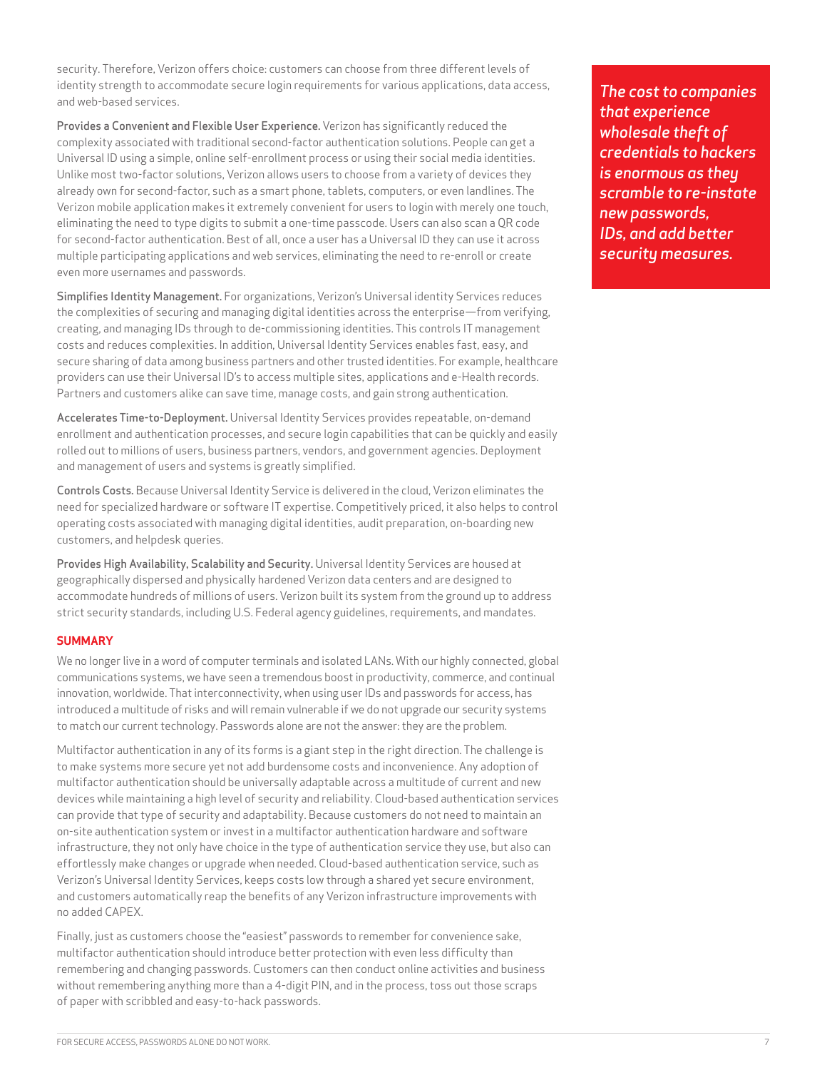security. Therefore, Verizon offers choice: customers can choose from three different levels of identity strength to accommodate secure login requirements for various applications, data access, and web-based services.

**Provides a Convenient and Flexible User Experience.** Verizon has significantly reduced the complexity associated with traditional second-factor authentication solutions. People can get a Universal ID using a simple, online self-enrollment process or using their social media identities. Unlike most two-factor solutions, Verizon allows users to choose from a variety of devices they already own for second-factor, such as a smart phone, tablets, computers, or even landlines. The Verizon mobile application makes it extremely convenient for users to login with merely one touch, eliminating the need to type digits to submit a one-time passcode. Users can also scan a QR code for second-factor authentication. Best of all, once a user has a Universal ID they can use it across multiple participating applications and web services, eliminating the need to re-enroll or create even more usernames and passwords.

**Simplifies Identity Management.** For organizations, Verizon's Universal identity Services reduces the complexities of securing and managing digital identities across the enterprise—from verifying, creating, and managing IDs through to de-commissioning identities. This controls IT management costs and reduces complexities. In addition, Universal Identity Services enables fast, easy, and secure sharing of data among business partners and other trusted identities. For example, healthcare providers can use their Universal ID's to access multiple sites, applications and e-Health records. Partners and customers alike can save time, manage costs, and gain strong authentication.

**Accelerates Time-to-Deployment.** Universal Identity Services provides repeatable, on-demand enrollment and authentication processes, and secure login capabilities that can be quickly and easily rolled out to millions of users, business partners, vendors, and government agencies. Deployment and management of users and systems is greatly simplified.

**Controls Costs.** Because Universal Identity Service is delivered in the cloud, Verizon eliminates the need for specialized hardware or software IT expertise. Competitively priced, it also helps to control operating costs associated with managing digital identities, audit preparation, on-boarding new customers, and helpdesk queries.

**Provides High Availability, Scalability and Security.** Universal Identity Services are housed at geographically dispersed and physically hardened Verizon data centers and are designed to accommodate hundreds of millions of users. Verizon built its system from the ground up to address strict security standards, including U.S. Federal agency guidelines, requirements, and mandates.

*The cost to companies that experience wholesale theft of credentials to hackers is enormous as they scramble to re-instate new passwords, IDs, and add better security measures.*

## SUMMARY

We no longer live in a word of computer terminals and isolated LANs. With our highly connected, global communications systems, we have seen a tremendous boost in productivity, commerce, and continual innovation, worldwide. That interconnectivity, when using user IDs and passwords for access, has introduced a multitude of risks and will remain vulnerable if we do not upgrade our security systems to match our current technology. Passwords alone are not the answer: they are the problem.

Multifactor authentication in any of its forms is a giant step in the right direction. The challenge is to make systems more secure yet not add burdensome costs and inconvenience. Any adoption of multifactor authentication should be universally adaptable across a multitude of current and new devices while maintaining a high level of security and reliability. Cloud-based authentication services can provide that type of security and adaptability. Because customers do not need to maintain an on-site authentication system or invest in a multifactor authentication hardware and software infrastructure, they not only have choice in the type of authentication service they use, but also can effortlessly make changes or upgrade when needed. Cloud-based authentication service, such as Verizon's Universal Identity Services, keeps costs low through a shared yet secure environment, and customers automatically reap the benefits of any Verizon infrastructure improvements with no added CAPEX.

Finally, just as customers choose the "easiest" passwords to remember for convenience sake, multifactor authentication should introduce better protection with even less difficulty than remembering and changing passwords. Customers can then conduct online activities and business without remembering anything more than a 4-digit PIN, and in the process, toss out those scraps of paper with scribbled and easy-to-hack passwords.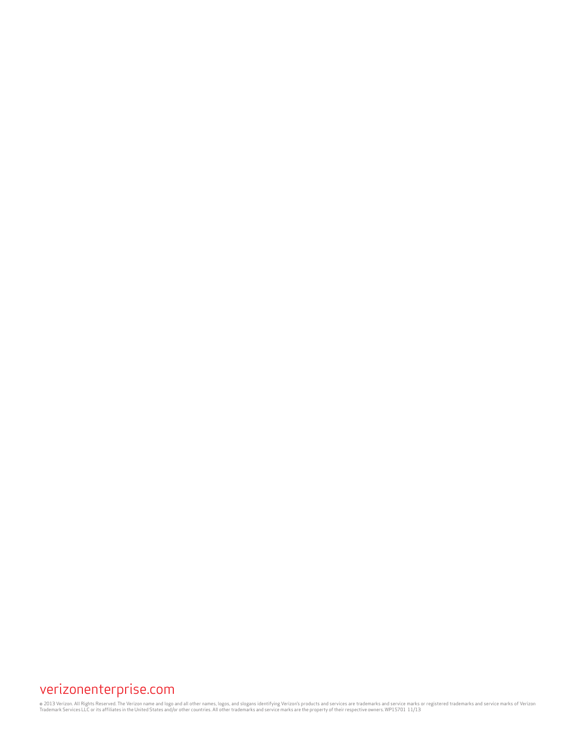verizonenterprise.com

© 2013 Verizon. All Rights Reserved. The Verizon name and logo and all other names, logos, and slogans identifying Verizon's products and services are trademarks and service marks or registered trademarks and service marks of Verizon Trademark Services LLC or its affiliates in the United States and/or other countries. All other trademarks and service marks are the property of their respective owners. WP15701 11/13